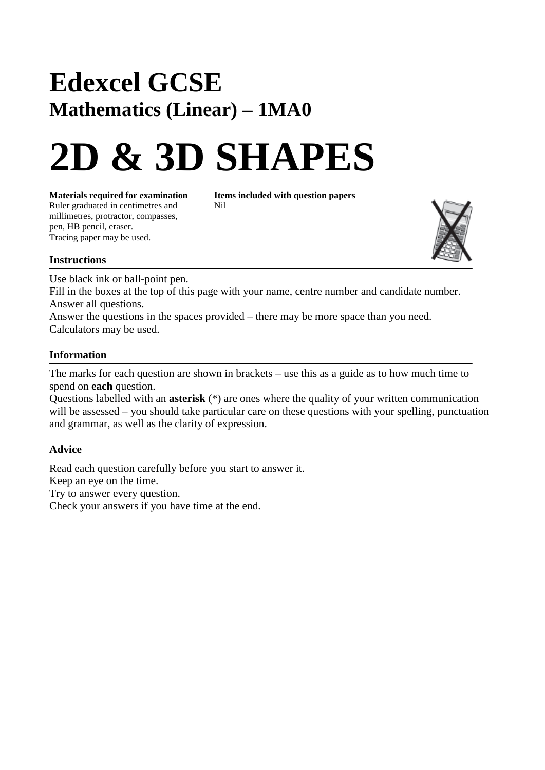# Edexcel GCSE

## Mathematics (Linear) – 1MA0

# 2D & 3D SHAPES

**Materials required for examination**
Ruler graduated in centimetres and millimetres, protractor, compasses, pen, HB pencil, eraser.
Tracing paper may be used.

**Items included with question papers**
Nil

### Instructions

Use black ink or ball-point pen.
Fill in the boxes at the top of this page with your name, centre number and candidate number.
Answer all questions.
Answer the questions in the spaces provided – there may be more space than you need.
Calculators may be used.

### Information

The marks for each question are shown in brackets – use this as a guide as to how much time to spend on **each** question.
Questions labelled with an **asterisk** (*) are ones where the quality of your written communication will be assessed – you should take particular care on these questions with your spelling, punctuation and grammar, as well as the clarity of expression.

### Advice

Read each question carefully before you start to answer it.
Keep an eye on the time.
Try to answer every question.
Check your answers if you have time at the end.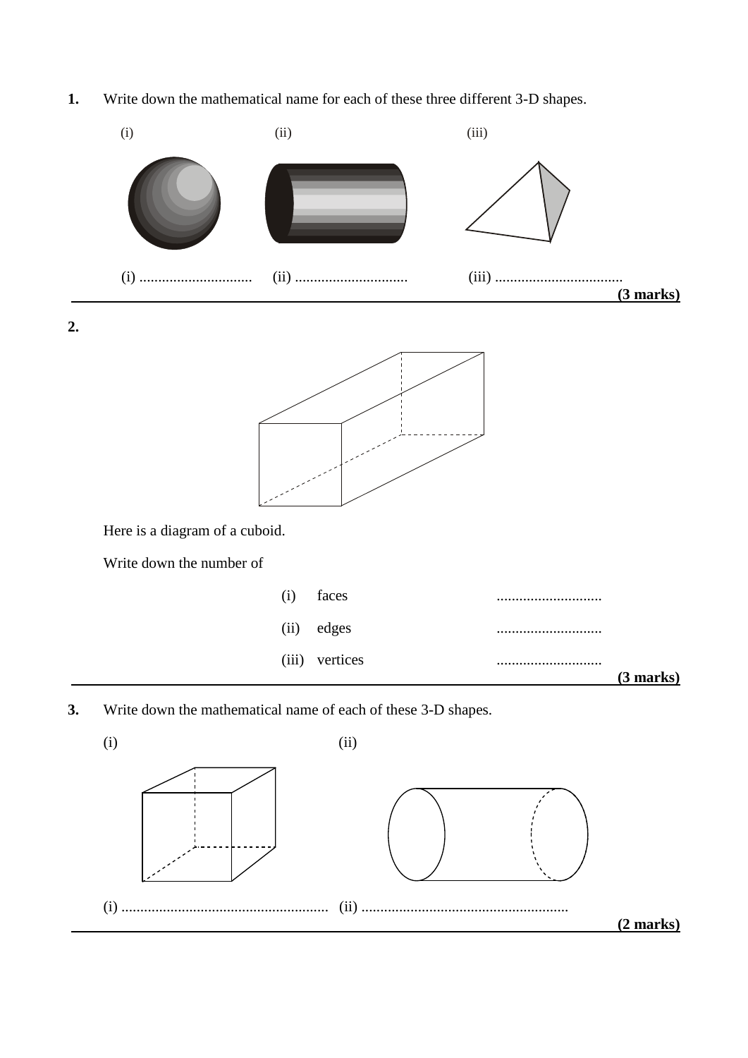**1.** Write down the mathematical name for each of these three different 3-D shapes.

(i) (ii) (iii)

(i) .............................. (ii) .............................. (iii) ..................................

**(3 marks)**

---

**2.**

Here is a diagram of a cuboid.

Write down the number of

(i) faces ............................

(ii) edges ............................

(iii) vertices ............................

**(3 marks)**

---

**3.** Write down the mathematical name of each of these 3-D shapes.

(i) (ii)

(i) ....................................................... (ii) .......................................................

**(2 marks)**

---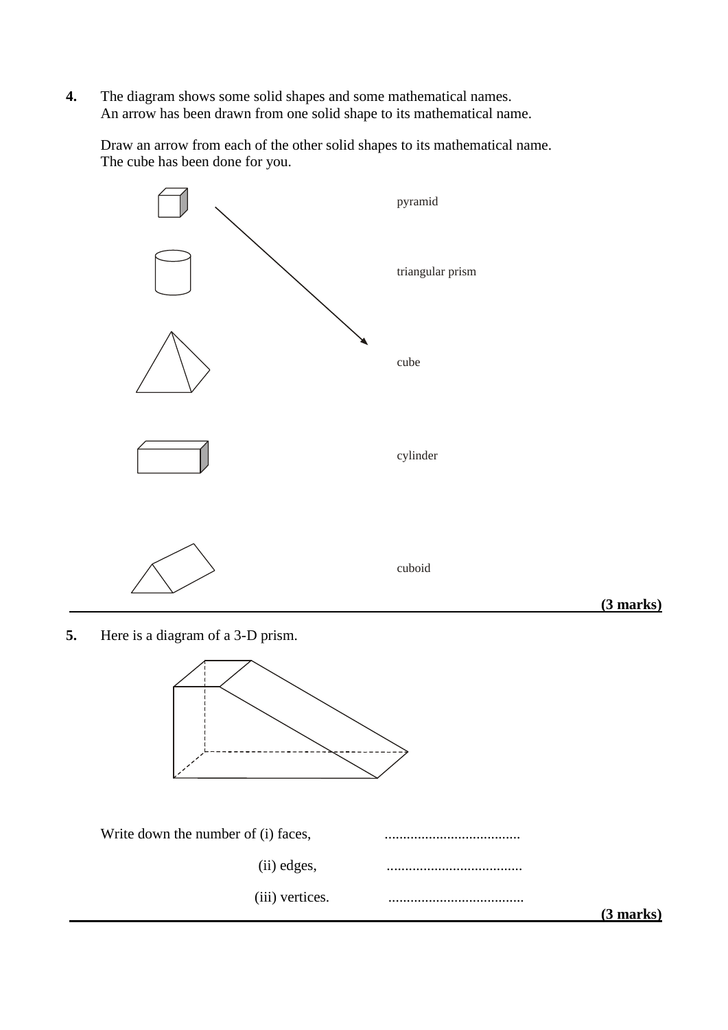**4.** The diagram shows some solid shapes and some mathematical names.
An arrow has been drawn from one solid shape to its mathematical name.

Draw an arrow from each of the other solid shapes to its mathematical name.
The cube has been done for you.

pyramid

triangular prism

cube

cylinder

cuboid

**(3 marks)**

---

**5.** Here is a diagram of a 3-D prism.

Write down the number of (i) faces, .....................................

(ii) edges, .....................................

(iii) vertices. .....................................

**(3 marks)**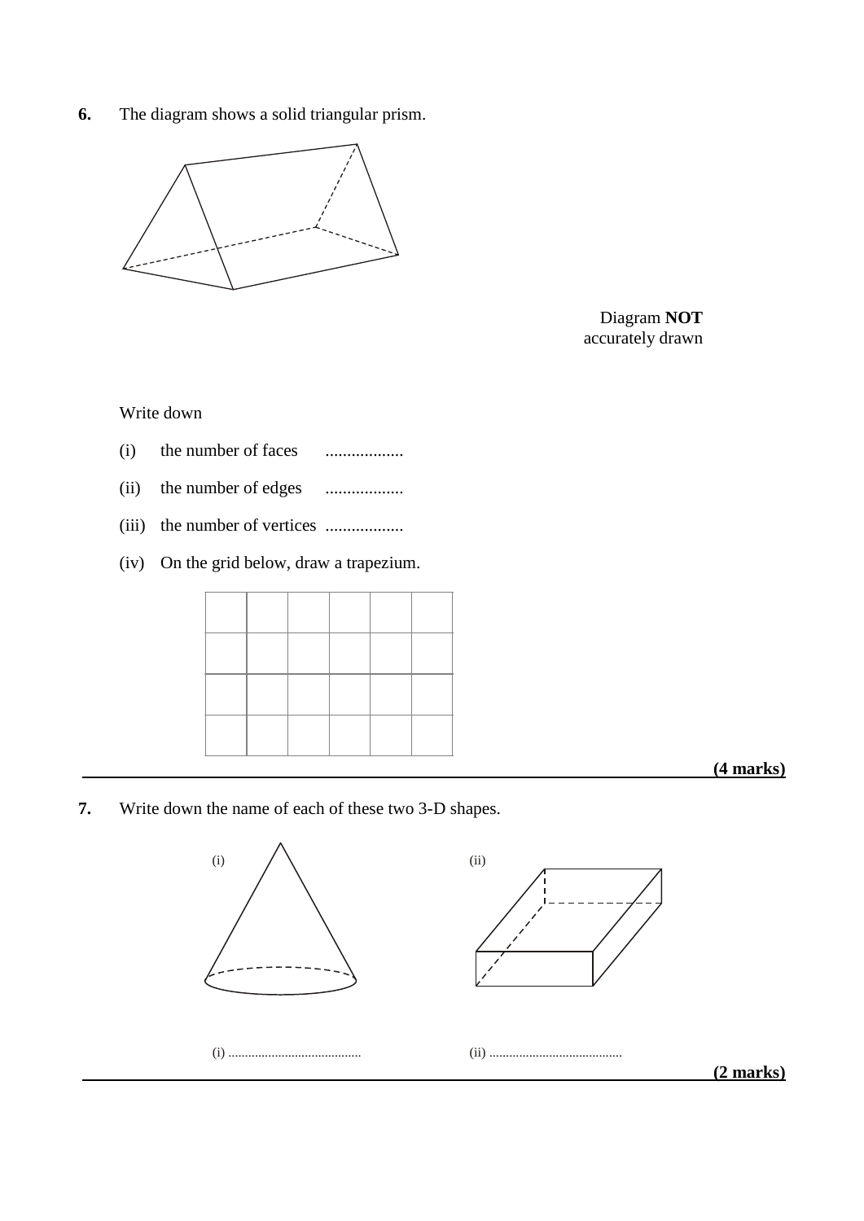**6.** The diagram shows a solid triangular prism.

Diagram **NOT** accurately drawn

Write down

(i) the number of faces ..................

(ii) the number of edges ..................

(iii) the number of vertices ..................

(iv) On the grid below, draw a trapezium.

| | | | | | |
|---|---|---|---|---|---|
| | | | | | |
| | | | | | |
| | | | | | |

**(4 marks)**

---

**7.** Write down the name of each of these two 3-D shapes.

(i) ........................................

(ii) ........................................

**(2 marks)**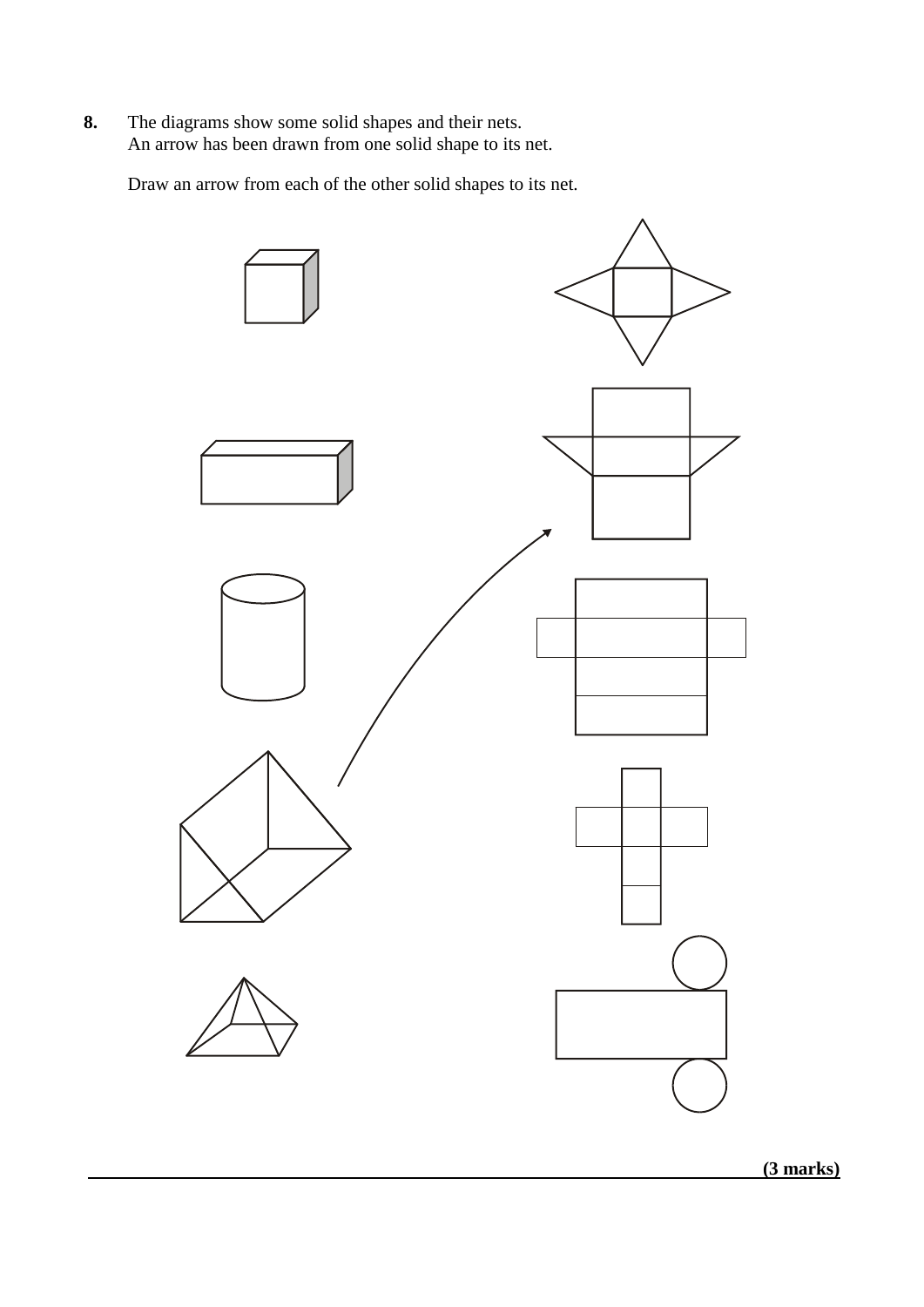**8.** The diagrams show some solid shapes and their nets.
An arrow has been drawn from one solid shape to its net.

Draw an arrow from each of the other solid shapes to its net.

**(3 marks)**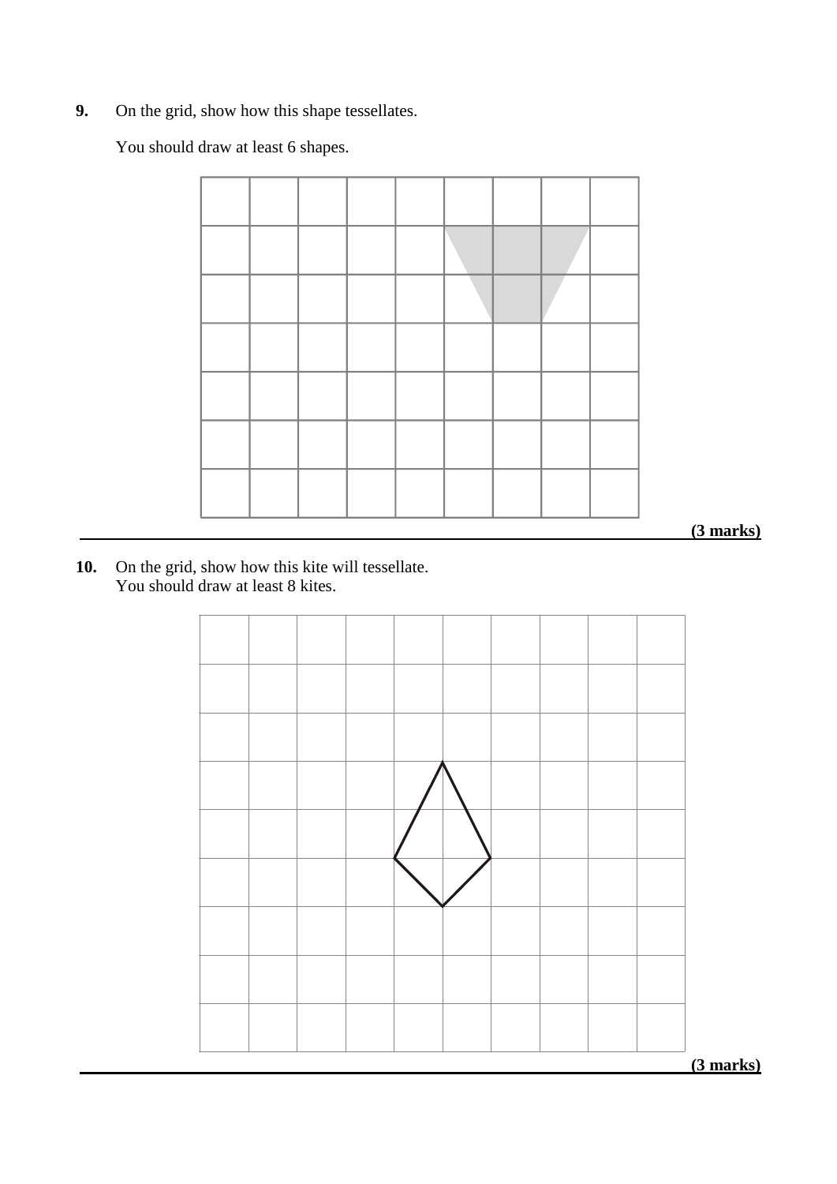**9.** On the grid, show how this shape tessellates.

You should draw at least 6 shapes.

**(3 marks)**

---

**10.** On the grid, show how this kite will tessellate.
You should draw at least 8 kites.

**(3 marks)**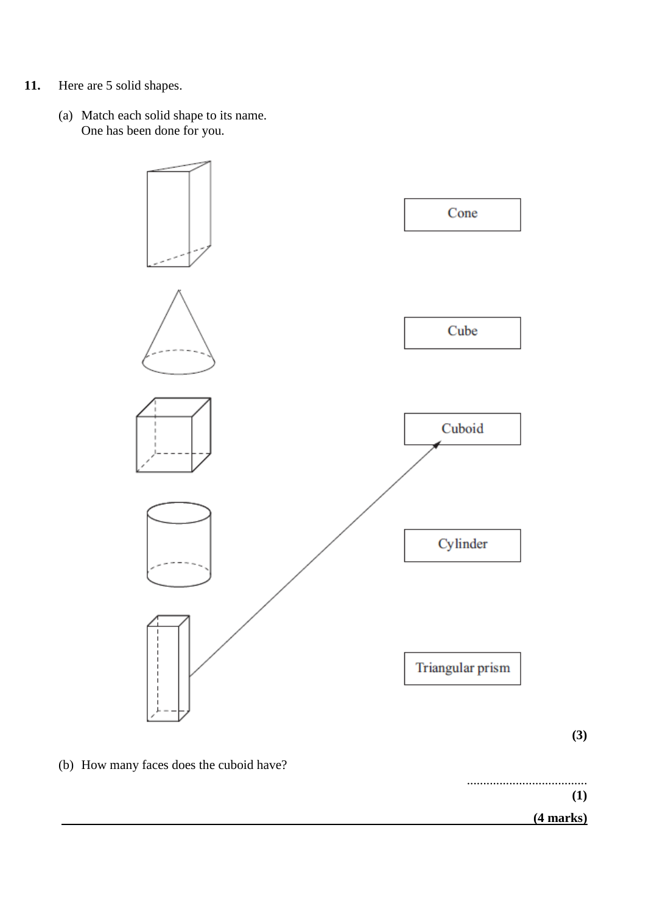**11.** Here are 5 solid shapes.

(a) Match each solid shape to its name.
One has been done for you.

Cone

Cube

Cuboid

Cylinder

Triangular prism

**(3)**

(b) How many faces does the cuboid have?

.....................................

**(1)**

**(4 marks)**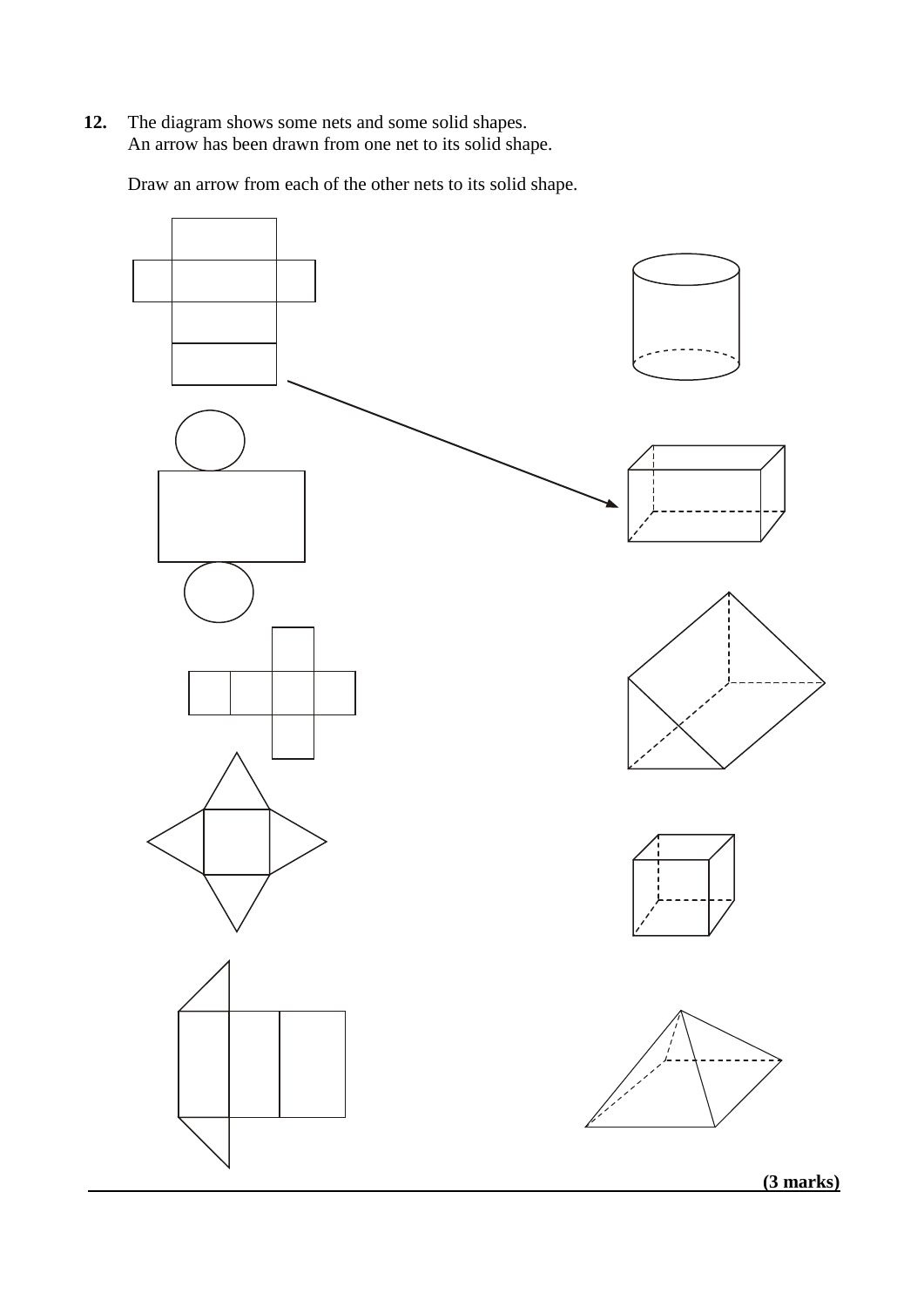**12.** The diagram shows some nets and some solid shapes.
An arrow has been drawn from one net to its solid shape.

Draw an arrow from each of the other nets to its solid shape.

**(3 marks)**